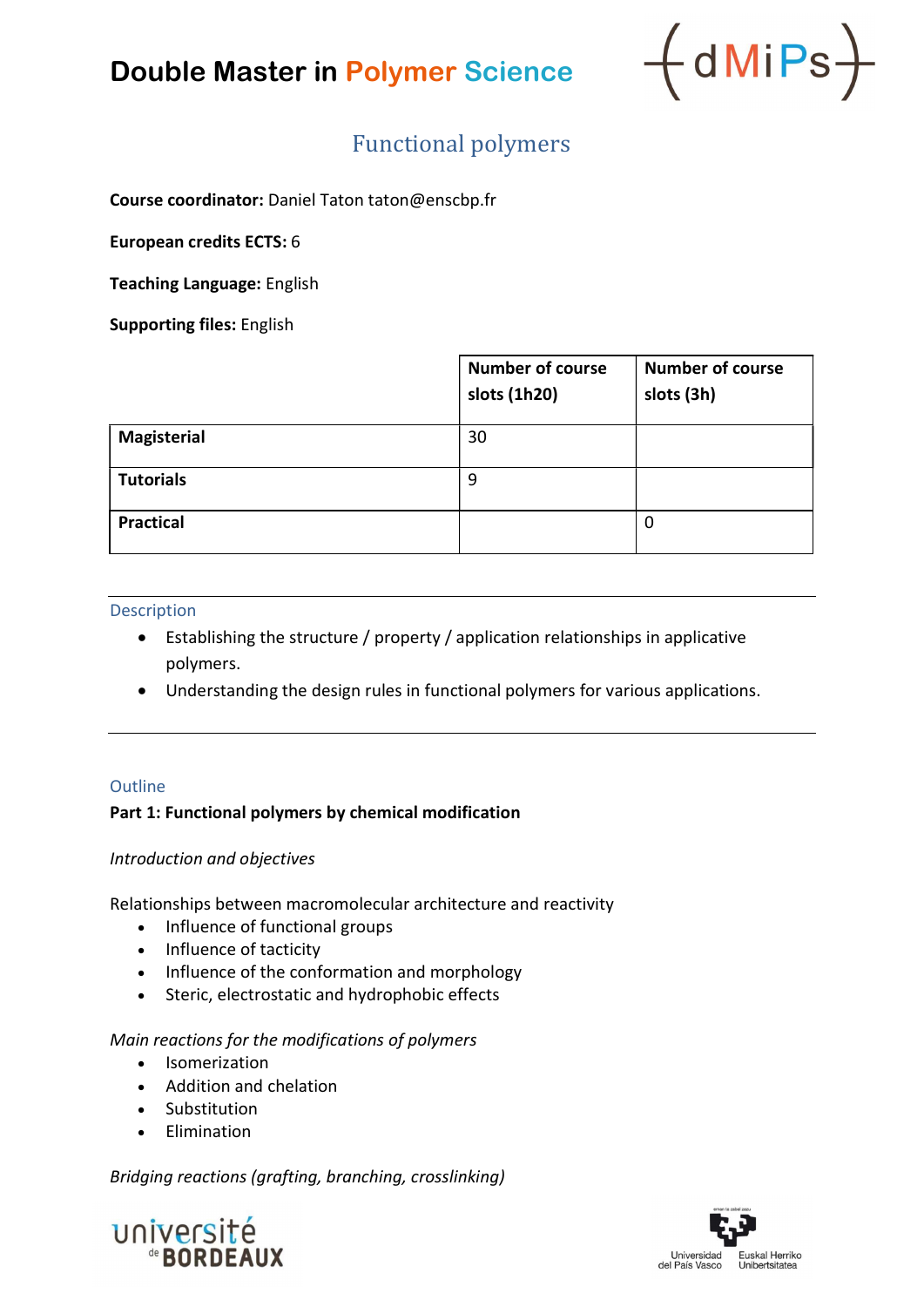# Double Master in Polymer Science

## Functional polymers

**Course coordinator:** Daniel Taton taton@enscbp.fr

**European credits ECTS:** 6

**Teaching Language:** English

**Supporting files:** English

| | Number of course slots (1h20) | Number of course slots (3h) |
|---|---|---|
| **Magisterial** | 30 | |
| **Tutorials** | 9 | |
| **Practical** | | 0 |

### Description

- Establishing the structure / property / application relationships in applicative polymers.
- Understanding the design rules in functional polymers for various applications.

### Outline

**Part 1: Functional polymers by chemical modification**

*Introduction and objectives*

Relationships between macromolecular architecture and reactivity

- Influence of functional groups
- Influence of tacticity
- Influence of the conformation and morphology
- Steric, electrostatic and hydrophobic effects

*Main reactions for the modifications of polymers*

- Isomerization
- Addition and chelation
- Substitution
- Elimination

*Bridging reactions (grafting, branching, crosslinking)*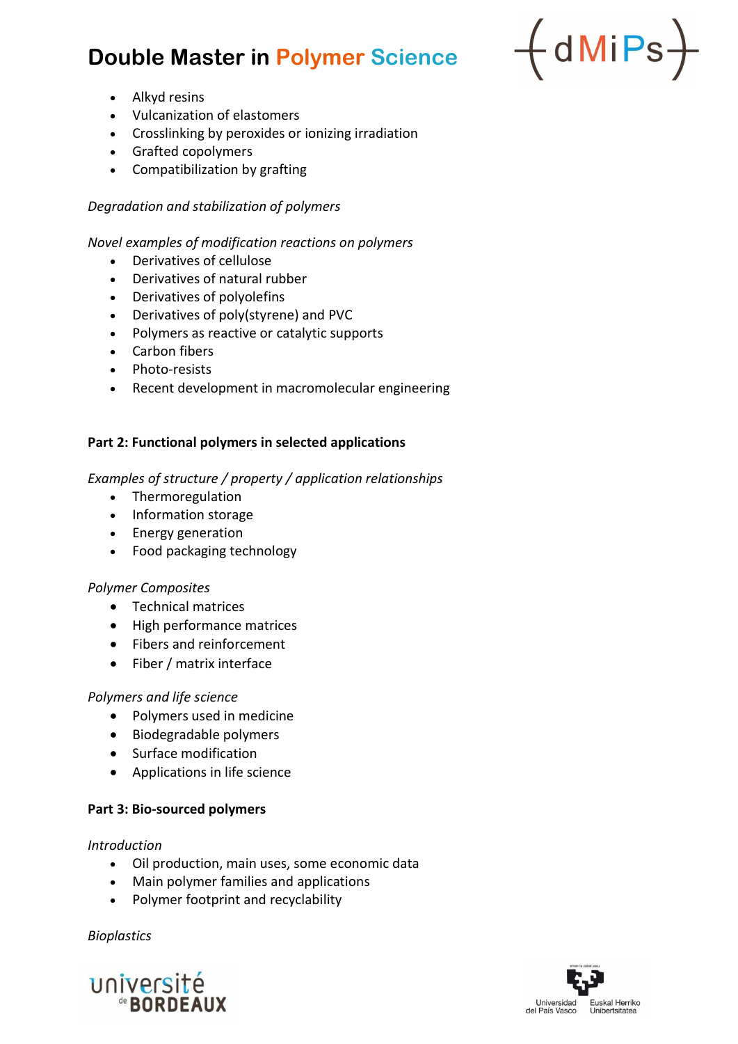- Alkyd resins
- Vulcanization of elastomers
- Crosslinking by peroxides or ionizing irradiation
- Grafted copolymers
- Compatibilization by grafting

*Degradation and stabilization of polymers*

*Novel examples of modification reactions on polymers*

- Derivatives of cellulose
- Derivatives of natural rubber
- Derivatives of polyolefins
- Derivatives of poly(styrene) and PVC
- Polymers as reactive or catalytic supports
- Carbon fibers
- Photo-resists
- Recent development in macromolecular engineering

**Part 2: Functional polymers in selected applications**

*Examples of structure / property / application relationships*

- Thermoregulation
- Information storage
- Energy generation
- Food packaging technology

*Polymer Composites*

- Technical matrices
- High performance matrices
- Fibers and reinforcement
- Fiber / matrix interface

*Polymers and life science*

- Polymers used in medicine
- Biodegradable polymers
- Surface modification
- Applications in life science

**Part 3: Bio-sourced polymers**

*Introduction*

- Oil production, main uses, some economic data
- Main polymer families and applications
- Polymer footprint and recyclability

*Bioplastics*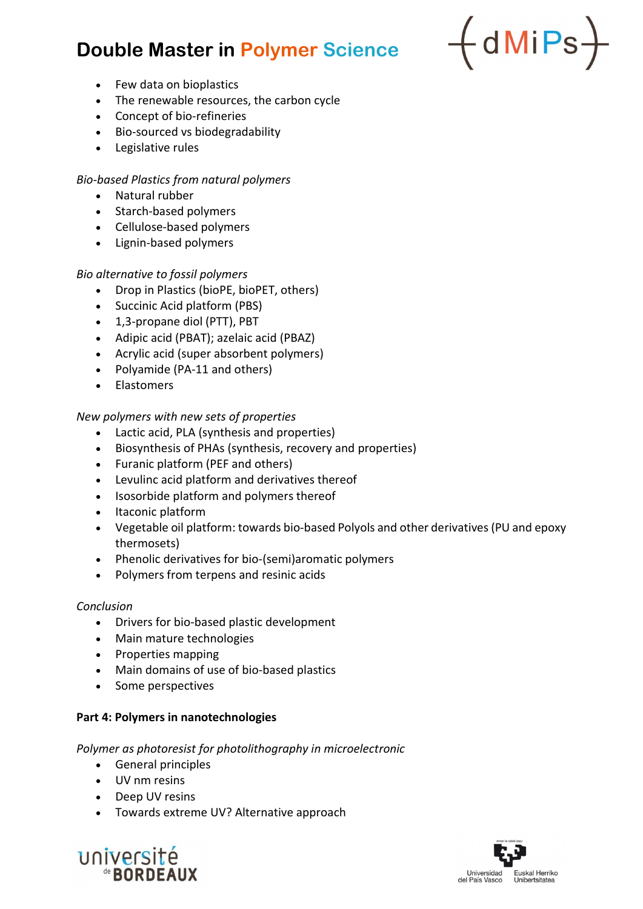- Few data on bioplastics
- The renewable resources, the carbon cycle
- Concept of bio-refineries
- Bio-sourced vs biodegradability
- Legislative rules

*Bio-based Plastics from natural polymers*

- Natural rubber
- Starch-based polymers
- Cellulose-based polymers
- Lignin-based polymers

*Bio alternative to fossil polymers*

- Drop in Plastics (bioPE, bioPET, others)
- Succinic Acid platform (PBS)
- 1,3-propane diol (PTT), PBT
- Adipic acid (PBAT); azelaic acid (PBAZ)
- Acrylic acid (super absorbent polymers)
- Polyamide (PA-11 and others)
- Elastomers

*New polymers with new sets of properties*

- Lactic acid, PLA (synthesis and properties)
- Biosynthesis of PHAs (synthesis, recovery and properties)
- Furanic platform (PEF and others)
- Levulinc acid platform and derivatives thereof
- Isosorbide platform and polymers thereof
- Itaconic platform
- Vegetable oil platform: towards bio-based Polyols and other derivatives (PU and epoxy thermosets)
- Phenolic derivatives for bio-(semi)aromatic polymers
- Polymers from terpens and resinic acids

*Conclusion*

- Drivers for bio-based plastic development
- Main mature technologies
- Properties mapping
- Main domains of use of bio-based plastics
- Some perspectives

**Part 4: Polymers in nanotechnologies**

*Polymer as photoresist for photolithography in microelectronic*

- General principles
- UV nm resins
- Deep UV resins
- Towards extreme UV? Alternative approach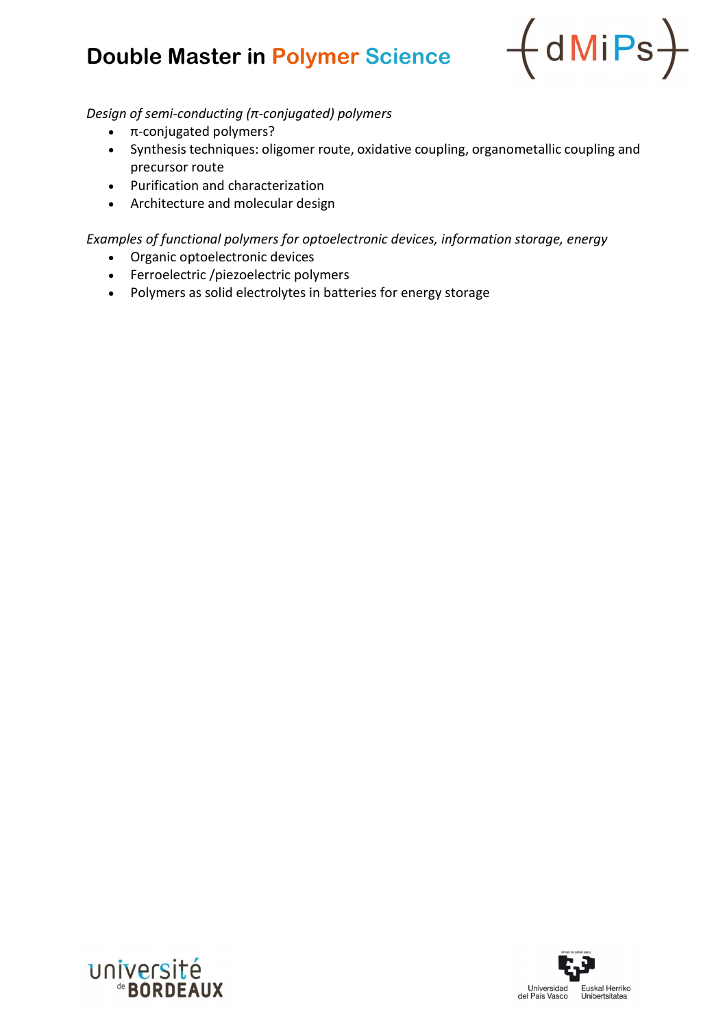*Design of semi-conducting (π-conjugated) polymers*

- π-conjugated polymers?
- Synthesis techniques: oligomer route, oxidative coupling, organometallic coupling and precursor route
- Purification and characterization
- Architecture and molecular design

*Examples of functional polymers for optoelectronic devices, information storage, energy*

- Organic optoelectronic devices
- Ferroelectric /piezoelectric polymers
- Polymers as solid electrolytes in batteries for energy storage